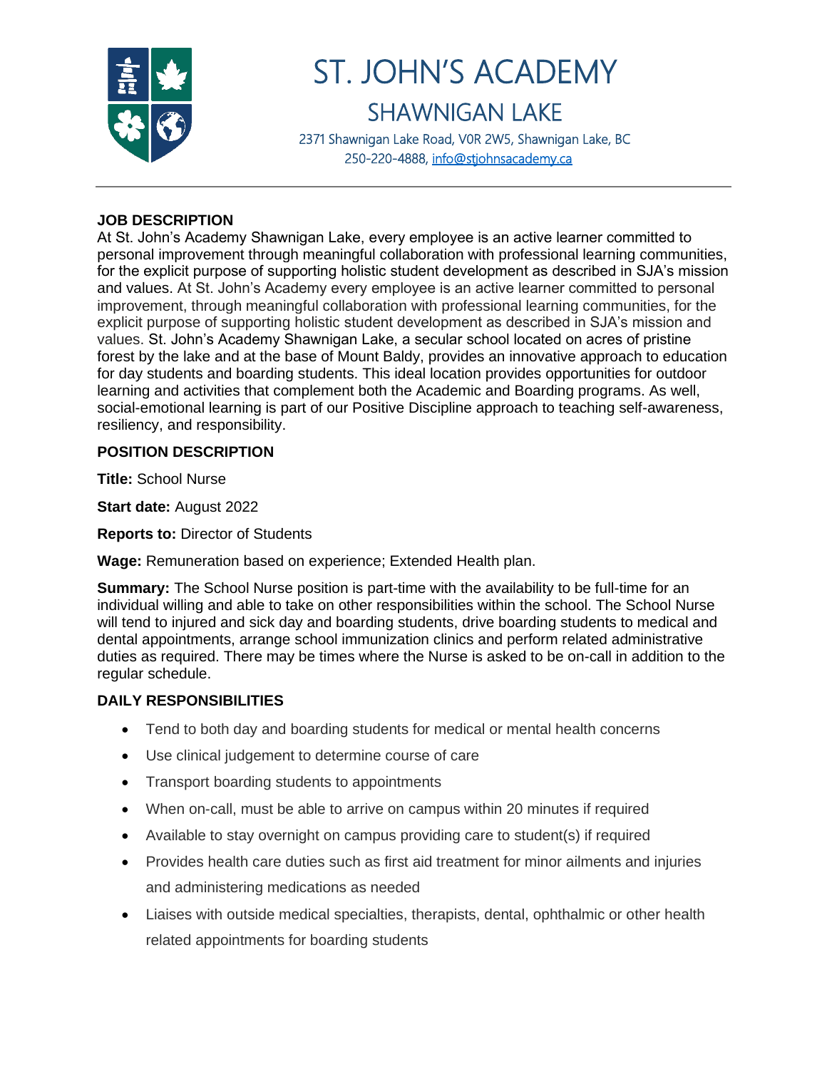# ST. JOHN'S ACADEMY

## SHAWNIGAN LAKE

2371 Shawnigan Lake Road, V0R 2W5, Shawnigan Lake, BC
250-220-4888, info@stjohnsacademy.ca

---

**JOB DESCRIPTION**

At St. John's Academy Shawnigan Lake, every employee is an active learner committed to personal improvement through meaningful collaboration with professional learning communities, for the explicit purpose of supporting holistic student development as described in SJA's mission and values. At St. John's Academy every employee is an active learner committed to personal improvement, through meaningful collaboration with professional learning communities, for the explicit purpose of supporting holistic student development as described in SJA's mission and values. St. John's Academy Shawnigan Lake, a secular school located on acres of pristine forest by the lake and at the base of Mount Baldy, provides an innovative approach to education for day students and boarding students. This ideal location provides opportunities for outdoor learning and activities that complement both the Academic and Boarding programs. As well, social-emotional learning is part of our Positive Discipline approach to teaching self-awareness, resiliency, and responsibility.

**POSITION DESCRIPTION**

**Title:** School Nurse

**Start date:** August 2022

**Reports to:** Director of Students

**Wage:** Remuneration based on experience; Extended Health plan.

**Summary:** The School Nurse position is part-time with the availability to be full-time for an individual willing and able to take on other responsibilities within the school. The School Nurse will tend to injured and sick day and boarding students, drive boarding students to medical and dental appointments, arrange school immunization clinics and perform related administrative duties as required. There may be times where the Nurse is asked to be on-call in addition to the regular schedule.

**DAILY RESPONSIBILITIES**

- Tend to both day and boarding students for medical or mental health concerns
- Use clinical judgement to determine course of care
- Transport boarding students to appointments
- When on-call, must be able to arrive on campus within 20 minutes if required
- Available to stay overnight on campus providing care to student(s) if required
- Provides health care duties such as first aid treatment for minor ailments and injuries and administering medications as needed
- Liaises with outside medical specialties, therapists, dental, ophthalmic or other health related appointments for boarding students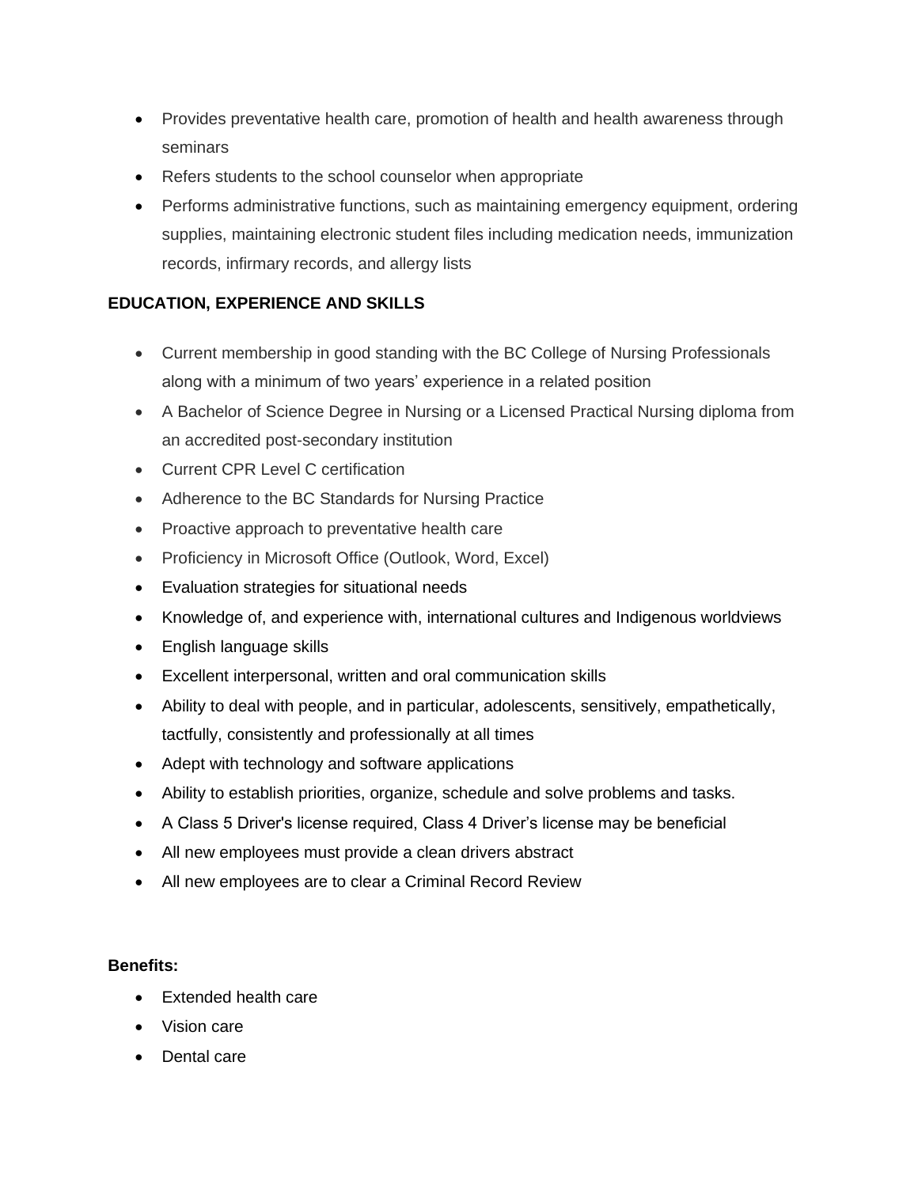- Provides preventative health care, promotion of health and health awareness through seminars
- Refers students to the school counselor when appropriate
- Performs administrative functions, such as maintaining emergency equipment, ordering supplies, maintaining electronic student files including medication needs, immunization records, infirmary records, and allergy lists

**EDUCATION, EXPERIENCE AND SKILLS**

- Current membership in good standing with the BC College of Nursing Professionals along with a minimum of two years' experience in a related position
- A Bachelor of Science Degree in Nursing or a Licensed Practical Nursing diploma from an accredited post-secondary institution
- Current CPR Level C certification
- Adherence to the BC Standards for Nursing Practice
- Proactive approach to preventative health care
- Proficiency in Microsoft Office (Outlook, Word, Excel)
- Evaluation strategies for situational needs
- Knowledge of, and experience with, international cultures and Indigenous worldviews
- English language skills
- Excellent interpersonal, written and oral communication skills
- Ability to deal with people, and in particular, adolescents, sensitively, empathetically, tactfully, consistently and professionally at all times
- Adept with technology and software applications
- Ability to establish priorities, organize, schedule and solve problems and tasks.
- A Class 5 Driver's license required, Class 4 Driver's license may be beneficial
- All new employees must provide a clean drivers abstract
- All new employees are to clear a Criminal Record Review

**Benefits:**

- Extended health care
- Vision care
- Dental care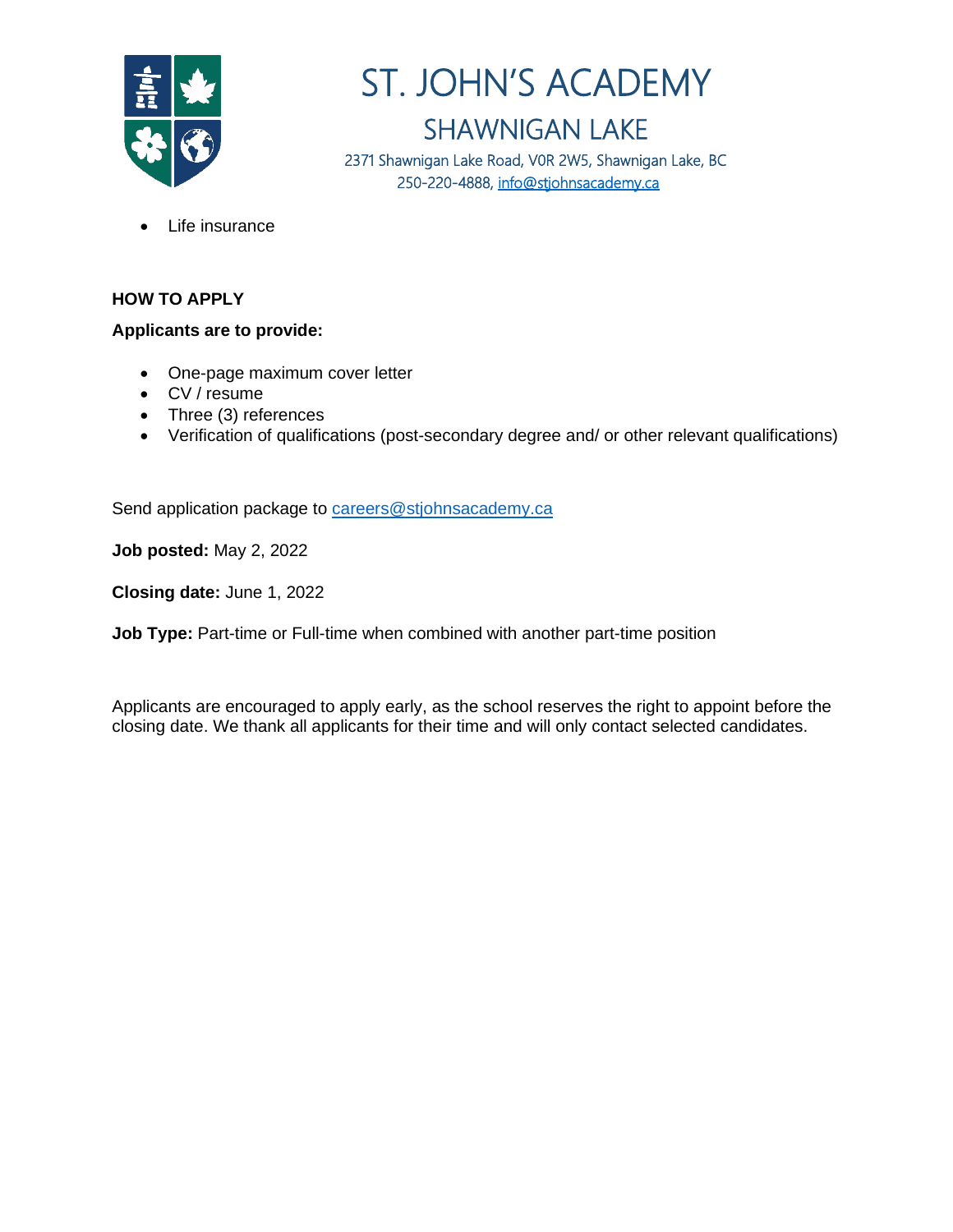- Life insurance

**HOW TO APPLY**

**Applicants are to provide:**

- One-page maximum cover letter
- CV / resume
- Three (3) references
- Verification of qualifications (post-secondary degree and/ or other relevant qualifications)

Send application package to careers@stjohnsacademy.ca

**Job posted:** May 2, 2022

**Closing date:** June 1, 2022

**Job Type:** Part-time or Full-time when combined with another part-time position

Applicants are encouraged to apply early, as the school reserves the right to appoint before the closing date. We thank all applicants for their time and will only contact selected candidates.